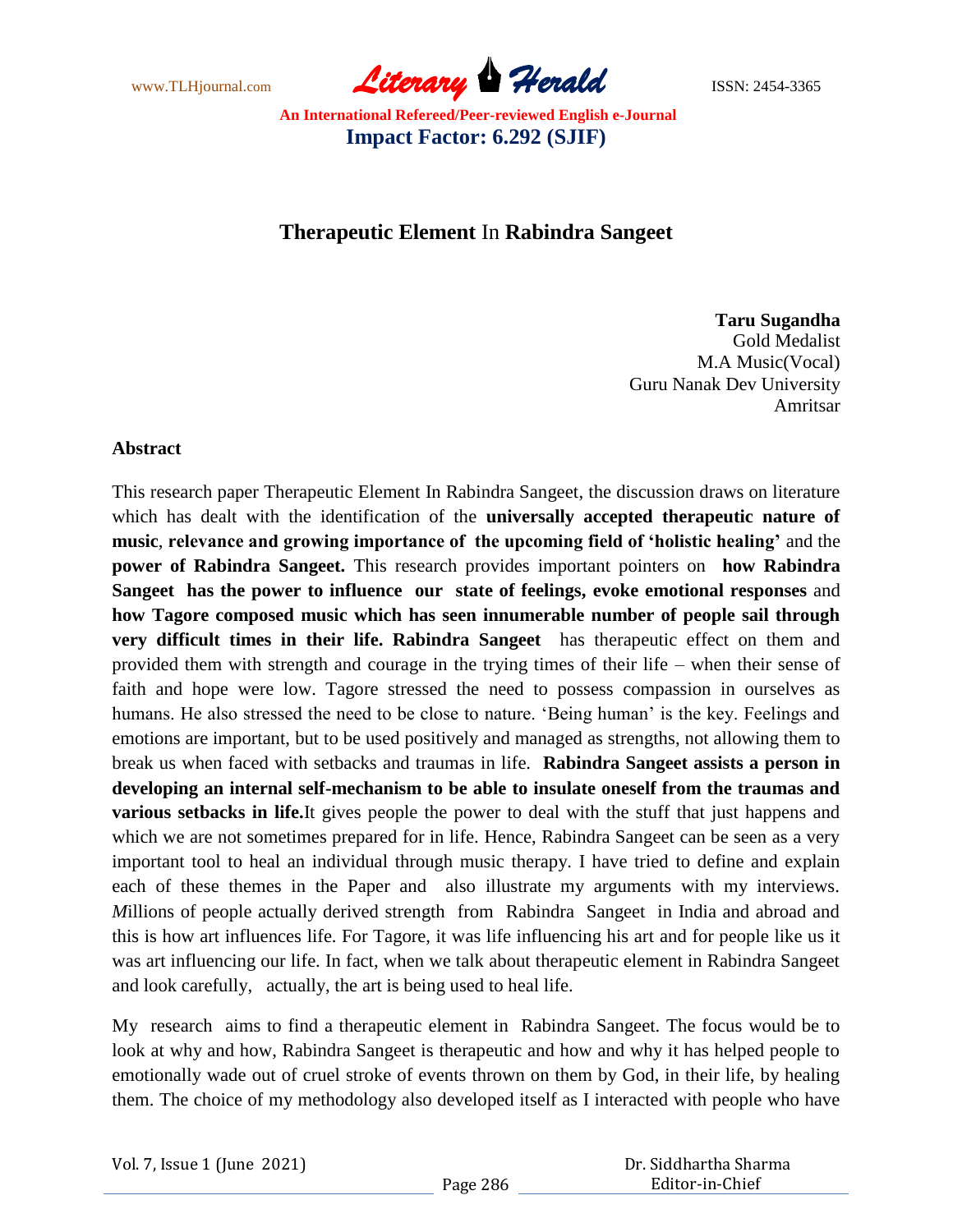# **Therapeutic Element** In **Rabindra Sangeet**

**Taru Sugandha**
Gold Medalist
M.A Music(Vocal)
Guru Nanak Dev University
Amritsar

## Abstract

This research paper Therapeutic Element In Rabindra Sangeet, the discussion draws on literature which has dealt with the identification of the **universally accepted therapeutic nature of music**, **relevance and growing importance of the upcoming field of 'holistic healing'** and the **power of Rabindra Sangeet.** This research provides important pointers on **how Rabindra Sangeet has the power to influence our state of feelings, evoke emotional responses** and **how Tagore composed music which has seen innumerable number of people sail through very difficult times in their life. Rabindra Sangeet** has therapeutic effect on them and provided them with strength and courage in the trying times of their life – when their sense of faith and hope were low. Tagore stressed the need to possess compassion in ourselves as humans. He also stressed the need to be close to nature. 'Being human' is the key. Feelings and emotions are important, but to be used positively and managed as strengths, not allowing them to break us when faced with setbacks and traumas in life. **Rabindra Sangeet assists a person in developing an internal self-mechanism to be able to insulate oneself from the traumas and various setbacks in life.**It gives people the power to deal with the stuff that just happens and which we are not sometimes prepared for in life. Hence, Rabindra Sangeet can be seen as a very important tool to heal an individual through music therapy. I have tried to define and explain each of these themes in the Paper and also illustrate my arguments with my interviews. *M*illions of people actually derived strength from Rabindra Sangeet in India and abroad and this is how art influences life. For Tagore, it was life influencing his art and for people like us it was art influencing our life. In fact, when we talk about therapeutic element in Rabindra Sangeet and look carefully, actually, the art is being used to heal life.

My research aims to find a therapeutic element in Rabindra Sangeet. The focus would be to look at why and how, Rabindra Sangeet is therapeutic and how and why it has helped people to emotionally wade out of cruel stroke of events thrown on them by God, in their life, by healing them. The choice of my methodology also developed itself as I interacted with people who have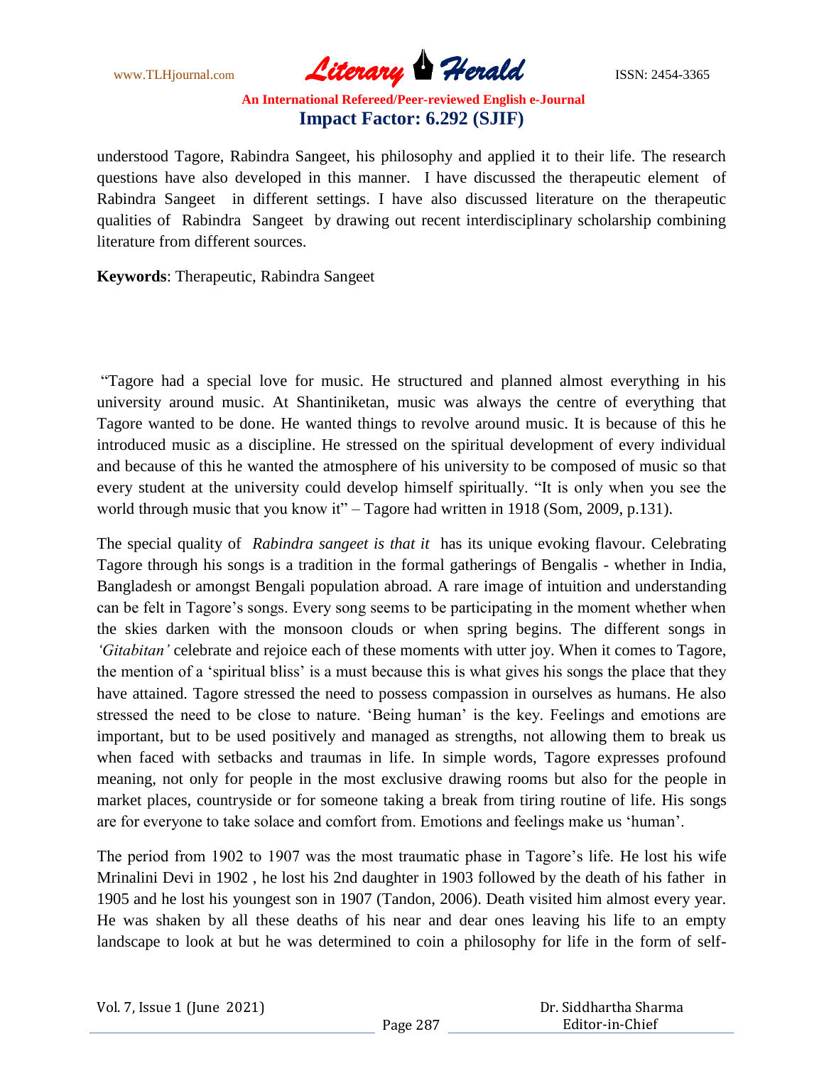understood Tagore, Rabindra Sangeet, his philosophy and applied it to their life. The research questions have also developed in this manner. I have discussed the therapeutic element of Rabindra Sangeet in different settings. I have also discussed literature on the therapeutic qualities of Rabindra Sangeet by drawing out recent interdisciplinary scholarship combining literature from different sources.

**Keywords**: Therapeutic, Rabindra Sangeet

"Tagore had a special love for music. He structured and planned almost everything in his university around music. At Shantiniketan, music was always the centre of everything that Tagore wanted to be done. He wanted things to revolve around music. It is because of this he introduced music as a discipline. He stressed on the spiritual development of every individual and because of this he wanted the atmosphere of his university to be composed of music so that every student at the university could develop himself spiritually. "It is only when you see the world through music that you know it" – Tagore had written in 1918 (Som, 2009, p.131).

The special quality of *Rabindra sangeet is that it* has its unique evoking flavour. Celebrating Tagore through his songs is a tradition in the formal gatherings of Bengalis - whether in India, Bangladesh or amongst Bengali population abroad. A rare image of intuition and understanding can be felt in Tagore's songs. Every song seems to be participating in the moment whether when the skies darken with the monsoon clouds or when spring begins. The different songs in *'Gitabitan'* celebrate and rejoice each of these moments with utter joy. When it comes to Tagore, the mention of a 'spiritual bliss' is a must because this is what gives his songs the place that they have attained. Tagore stressed the need to possess compassion in ourselves as humans. He also stressed the need to be close to nature. 'Being human' is the key. Feelings and emotions are important, but to be used positively and managed as strengths, not allowing them to break us when faced with setbacks and traumas in life. In simple words, Tagore expresses profound meaning, not only for people in the most exclusive drawing rooms but also for the people in market places, countryside or for someone taking a break from tiring routine of life. His songs are for everyone to take solace and comfort from. Emotions and feelings make us 'human'.

The period from 1902 to 1907 was the most traumatic phase in Tagore's life. He lost his wife Mrinalini Devi in 1902 , he lost his 2nd daughter in 1903 followed by the death of his father in 1905 and he lost his youngest son in 1907 (Tandon, 2006). Death visited him almost every year. He was shaken by all these deaths of his near and dear ones leaving his life to an empty landscape to look at but he was determined to coin a philosophy for life in the form of self-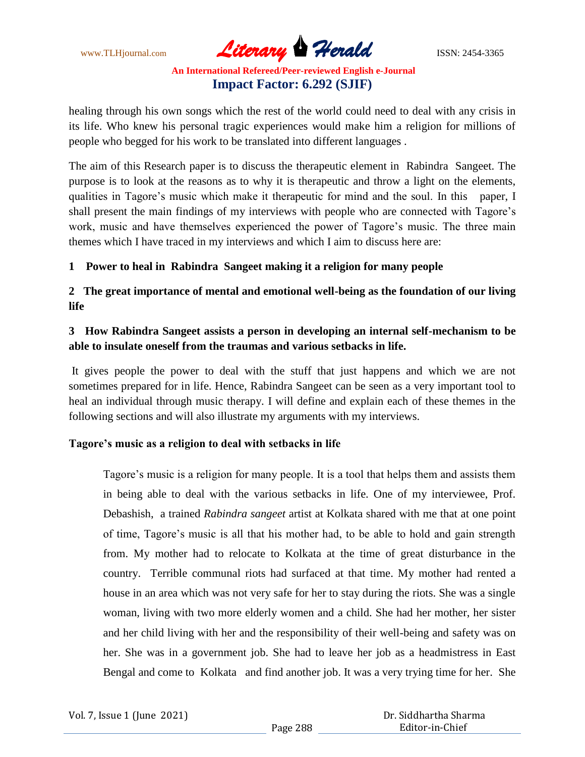healing through his own songs which the rest of the world could need to deal with any crisis in its life. Who knew his personal tragic experiences would make him a religion for millions of people who begged for his work to be translated into different languages .

The aim of this Research paper is to discuss the therapeutic element in Rabindra Sangeet. The purpose is to look at the reasons as to why it is therapeutic and throw a light on the elements, qualities in Tagore's music which make it therapeutic for mind and the soul. In this paper, I shall present the main findings of my interviews with people who are connected with Tagore's work, music and have themselves experienced the power of Tagore's music. The three main themes which I have traced in my interviews and which I aim to discuss here are:

**1 Power to heal in Rabindra Sangeet making it a religion for many people**

**2 The great importance of mental and emotional well-being as the foundation of our living life**

**3 How Rabindra Sangeet assists a person in developing an internal self-mechanism to be able to insulate oneself from the traumas and various setbacks in life.**

It gives people the power to deal with the stuff that just happens and which we are not sometimes prepared for in life. Hence, Rabindra Sangeet can be seen as a very important tool to heal an individual through music therapy. I will define and explain each of these themes in the following sections and will also illustrate my arguments with my interviews.

**Tagore's music as a religion to deal with setbacks in life**

> Tagore's music is a religion for many people. It is a tool that helps them and assists them in being able to deal with the various setbacks in life. One of my interviewee, Prof. Debashish, a trained *Rabindra sangeet* artist at Kolkata shared with me that at one point of time, Tagore's music is all that his mother had, to be able to hold and gain strength from. My mother had to relocate to Kolkata at the time of great disturbance in the country. Terrible communal riots had surfaced at that time. My mother had rented a house in an area which was not very safe for her to stay during the riots. She was a single woman, living with two more elderly women and a child. She had her mother, her sister and her child living with her and the responsibility of their well-being and safety was on her. She was in a government job. She had to leave her job as a headmistress in East Bengal and come to Kolkata and find another job. It was a very trying time for her. She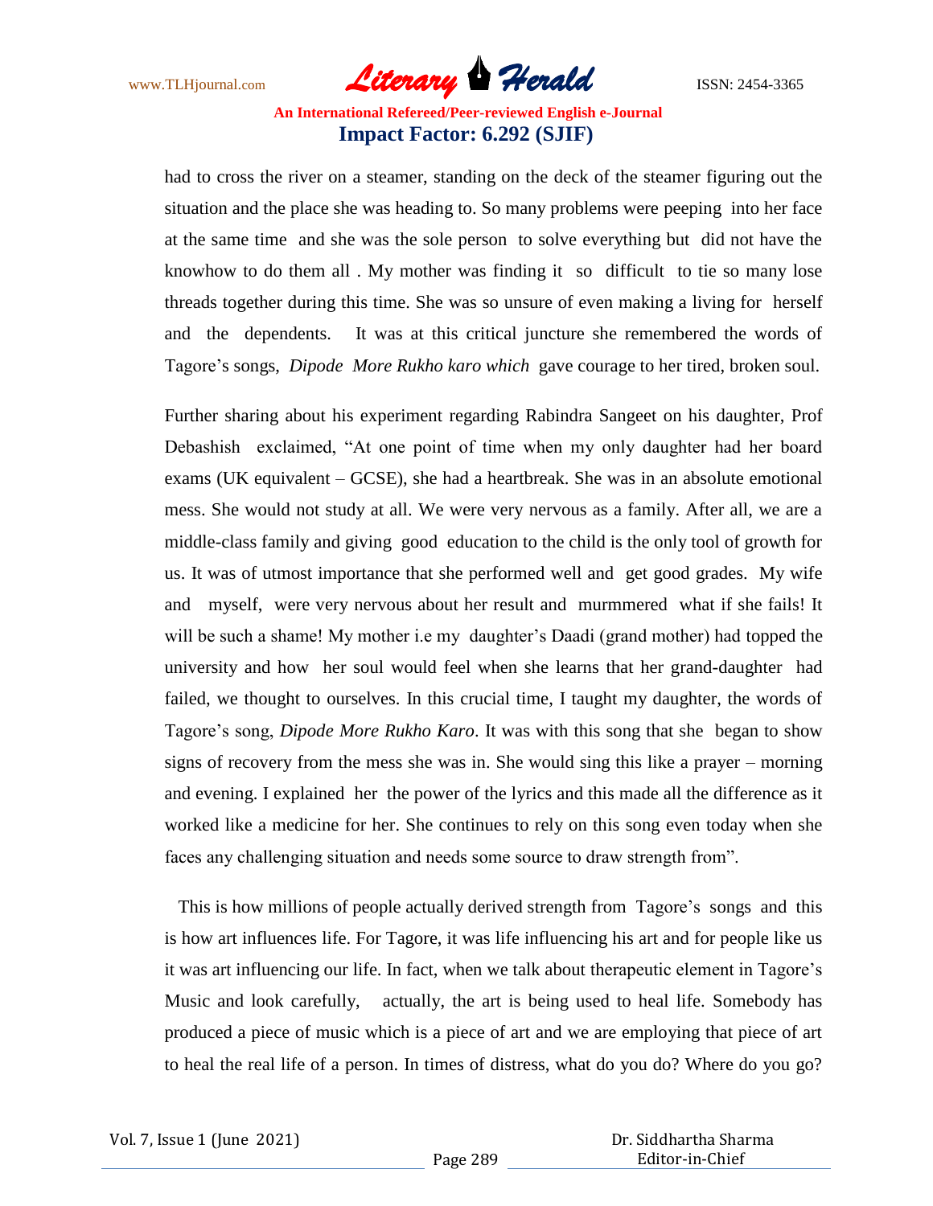had to cross the river on a steamer, standing on the deck of the steamer figuring out the situation and the place she was heading to. So many problems were peeping into her face at the same time and she was the sole person to solve everything but did not have the knowhow to do them all . My mother was finding it so difficult to tie so many lose threads together during this time. She was so unsure of even making a living for herself and the dependents. It was at this critical juncture she remembered the words of Tagore's songs, *Dipode More Rukho karo which* gave courage to her tired, broken soul.

Further sharing about his experiment regarding Rabindra Sangeet on his daughter, Prof Debashish exclaimed, "At one point of time when my only daughter had her board exams (UK equivalent – GCSE), she had a heartbreak. She was in an absolute emotional mess. She would not study at all. We were very nervous as a family. After all, we are a middle-class family and giving good education to the child is the only tool of growth for us. It was of utmost importance that she performed well and get good grades. My wife and myself, were very nervous about her result and murmmered what if she fails! It will be such a shame! My mother i.e my daughter's Daadi (grand mother) had topped the university and how her soul would feel when she learns that her grand-daughter had failed, we thought to ourselves. In this crucial time, I taught my daughter, the words of Tagore's song, *Dipode More Rukho Karo*. It was with this song that she began to show signs of recovery from the mess she was in. She would sing this like a prayer – morning and evening. I explained her the power of the lyrics and this made all the difference as it worked like a medicine for her. She continues to rely on this song even today when she faces any challenging situation and needs some source to draw strength from".

This is how millions of people actually derived strength from Tagore's songs and this is how art influences life. For Tagore, it was life influencing his art and for people like us it was art influencing our life. In fact, when we talk about therapeutic element in Tagore's Music and look carefully, actually, the art is being used to heal life. Somebody has produced a piece of music which is a piece of art and we are employing that piece of art to heal the real life of a person. In times of distress, what do you do? Where do you go?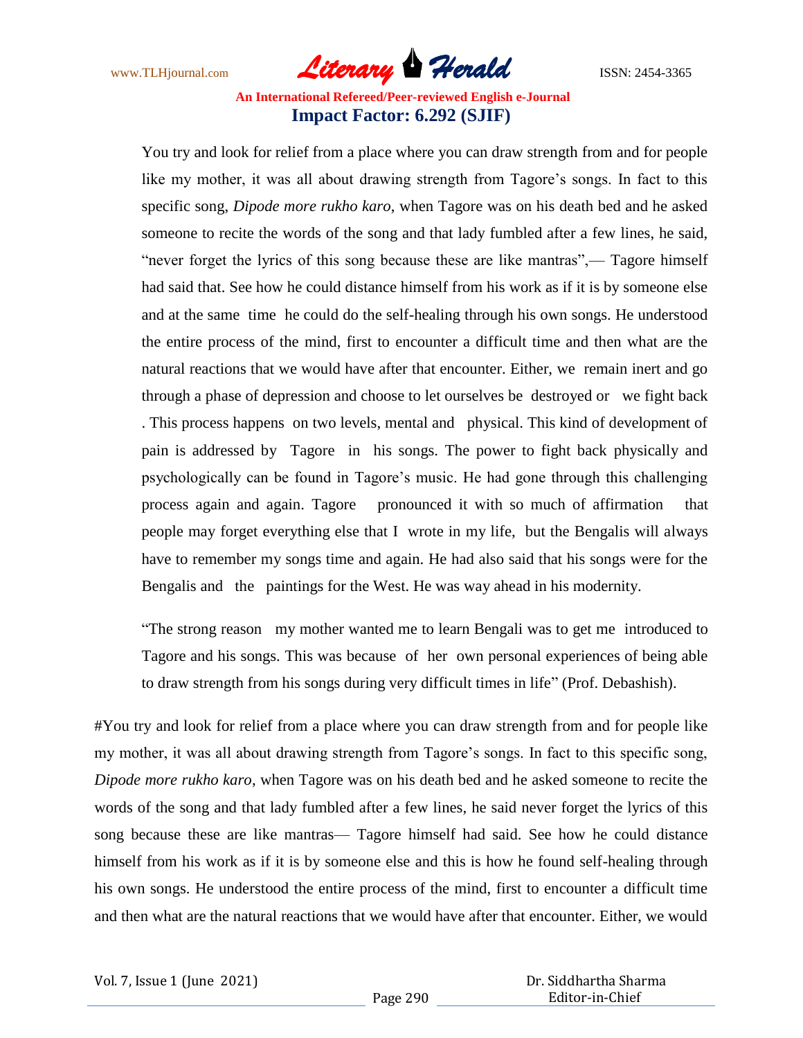You try and look for relief from a place where you can draw strength from and for people like my mother, it was all about drawing strength from Tagore's songs. In fact to this specific song, *Dipode more rukho karo*, when Tagore was on his death bed and he asked someone to recite the words of the song and that lady fumbled after a few lines, he said, "never forget the lyrics of this song because these are like mantras",— Tagore himself had said that. See how he could distance himself from his work as if it is by someone else and at the same time he could do the self-healing through his own songs. He understood the entire process of the mind, first to encounter a difficult time and then what are the natural reactions that we would have after that encounter. Either, we remain inert and go through a phase of depression and choose to let ourselves be destroyed or we fight back . This process happens on two levels, mental and physical. This kind of development of pain is addressed by Tagore in his songs. The power to fight back physically and psychologically can be found in Tagore's music. He had gone through this challenging process again and again. Tagore pronounced it with so much of affirmation that people may forget everything else that I wrote in my life, but the Bengalis will always have to remember my songs time and again. He had also said that his songs were for the Bengalis and the paintings for the West. He was way ahead in his modernity.

"The strong reason my mother wanted me to learn Bengali was to get me introduced to Tagore and his songs. This was because of her own personal experiences of being able to draw strength from his songs during very difficult times in life" (Prof. Debashish).

#You try and look for relief from a place where you can draw strength from and for people like my mother, it was all about drawing strength from Tagore's songs. In fact to this specific song, *Dipode more rukho karo*, when Tagore was on his death bed and he asked someone to recite the words of the song and that lady fumbled after a few lines, he said never forget the lyrics of this song because these are like mantras— Tagore himself had said. See how he could distance himself from his work as if it is by someone else and this is how he found self-healing through his own songs. He understood the entire process of the mind, first to encounter a difficult time and then what are the natural reactions that we would have after that encounter. Either, we would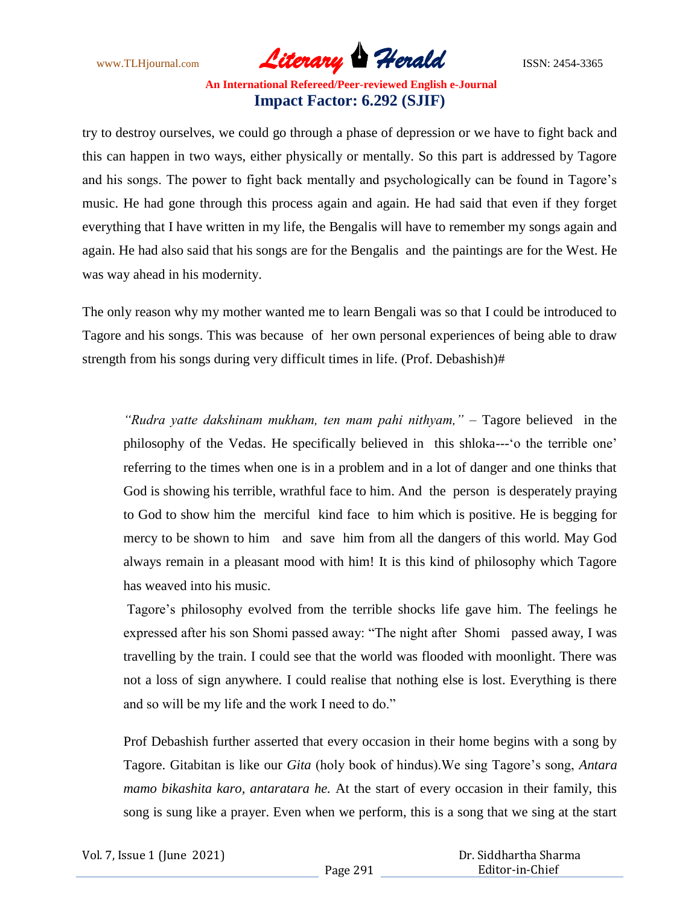try to destroy ourselves, we could go through a phase of depression or we have to fight back and this can happen in two ways, either physically or mentally. So this part is addressed by Tagore and his songs. The power to fight back mentally and psychologically can be found in Tagore's music. He had gone through this process again and again. He had said that even if they forget everything that I have written in my life, the Bengalis will have to remember my songs again and again. He had also said that his songs are for the Bengalis and the paintings are for the West. He was way ahead in his modernity.

The only reason why my mother wanted me to learn Bengali was so that I could be introduced to Tagore and his songs. This was because of her own personal experiences of being able to draw strength from his songs during very difficult times in life. (Prof. Debashish)#

> *"Rudra yatte dakshinam mukham, ten mam pahi nithyam,"* – Tagore believed in the philosophy of the Vedas. He specifically believed in this shloka---'o the terrible one' referring to the times when one is in a problem and in a lot of danger and one thinks that God is showing his terrible, wrathful face to him. And the person is desperately praying to God to show him the merciful kind face to him which is positive. He is begging for mercy to be shown to him and save him from all the dangers of this world. May God always remain in a pleasant mood with him! It is this kind of philosophy which Tagore has weaved into his music.
>
> Tagore's philosophy evolved from the terrible shocks life gave him. The feelings he expressed after his son Shomi passed away: "The night after Shomi passed away, I was travelling by the train. I could see that the world was flooded with moonlight. There was not a loss of sign anywhere. I could realise that nothing else is lost. Everything is there and so will be my life and the work I need to do."
>
> Prof Debashish further asserted that every occasion in their home begins with a song by Tagore. Gitabitan is like our *Gita* (holy book of hindus).We sing Tagore's song, *Antara mamo bikashita karo, antaratara he.* At the start of every occasion in their family, this song is sung like a prayer. Even when we perform, this is a song that we sing at the start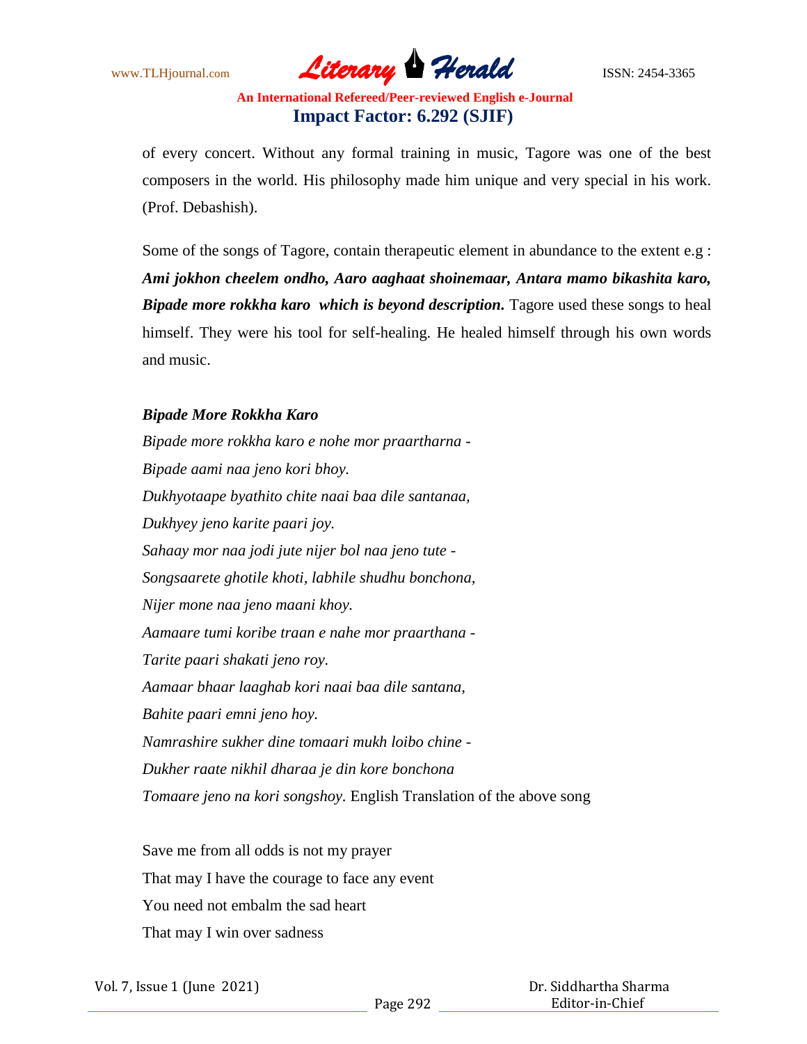of every concert. Without any formal training in music, Tagore was one of the best composers in the world. His philosophy made him unique and very special in his work. (Prof. Debashish).

Some of the songs of Tagore, contain therapeutic element in abundance to the extent e.g : ***Ami jokhon cheelem ondho, Aaro aaghaat shoinemaar, Antara mamo bikashita karo, Bipade more rokkha karo which is beyond description.*** Tagore used these songs to heal himself. They were his tool for self-healing. He healed himself through his own words and music.

***Bipade More Rokkha Karo***

*Bipade more rokkha karo e nohe mor praartharna -*
*Bipade aami naa jeno kori bhoy.*
*Dukhyotaape byathito chite naai baa dile santanaa,*
*Dukhyey jeno karite paari joy.*
*Sahaay mor naa jodi jute nijer bol naa jeno tute -*
*Songsaarete ghotile khoti, labhile shudhu bonchona,*
*Nijer mone naa jeno maani khoy.*
*Aamaare tumi koribe traan e nahe mor praarthana -*
*Tarite paari shakati jeno roy.*
*Aamaar bhaar laaghab kori naai baa dile santana,*
*Bahite paari emni jeno hoy.*
*Namrashire sukher dine tomaari mukh loibo chine -*
*Dukher raate nikhil dharaa je din kore bonchona*
*Tomaare jeno na kori songshoy.* English Translation of the above song

Save me from all odds is not my prayer
That may I have the courage to face any event
You need not embalm the sad heart
That may I win over sadness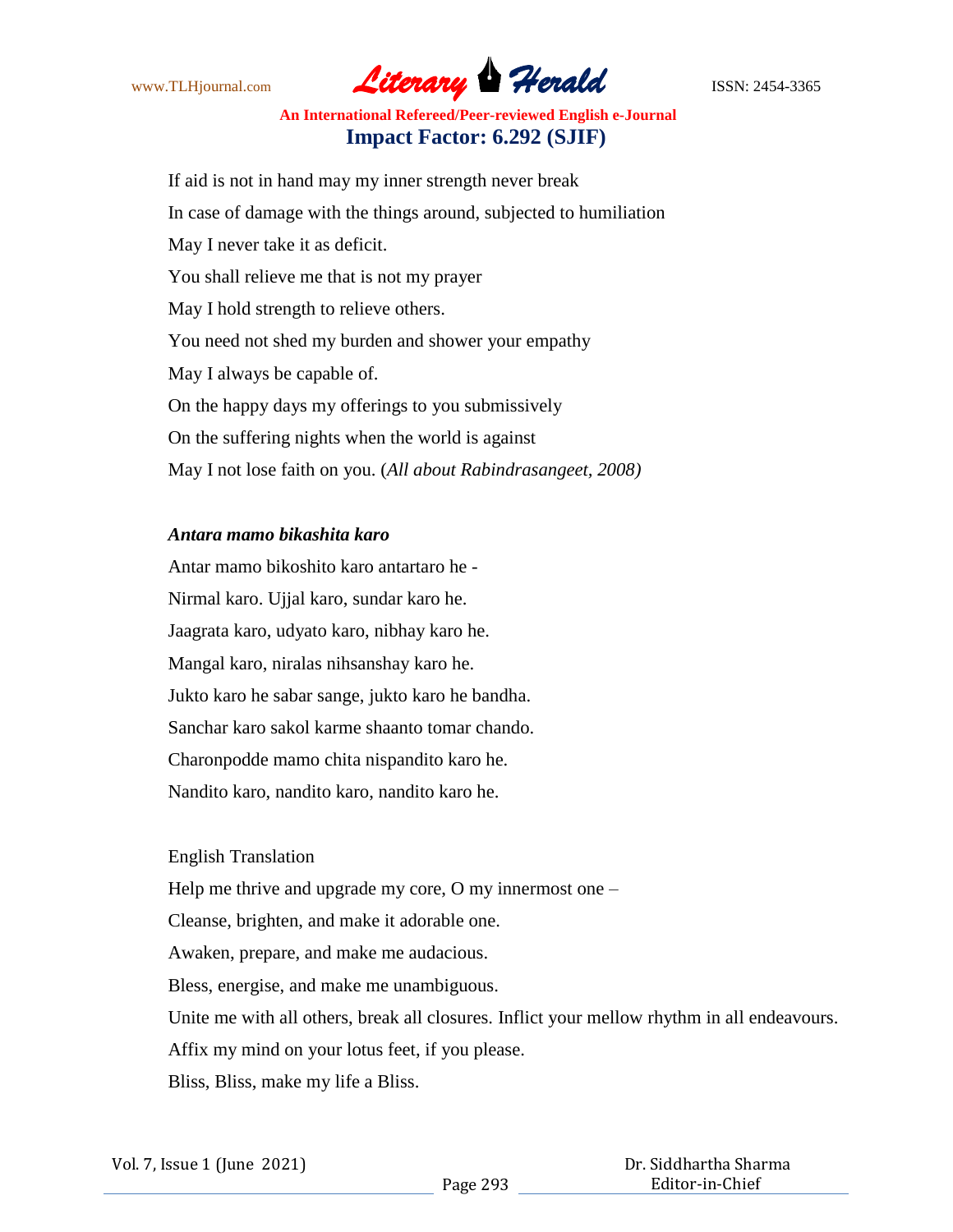If aid is not in hand may my inner strength never break

In case of damage with the things around, subjected to humiliation

May I never take it as deficit.

You shall relieve me that is not my prayer

May I hold strength to relieve others.

You need not shed my burden and shower your empathy

May I always be capable of.

On the happy days my offerings to you submissively

On the suffering nights when the world is against

May I not lose faith on you. (*All about Rabindrasangeet, 2008)*

***Antara mamo bikashita karo***

Antar mamo bikoshito karo antartaro he -

Nirmal karo. Ujjal karo, sundar karo he.

Jaagrata karo, udyato karo, nibhay karo he.

Mangal karo, niralas nihsanshay karo he.

Jukto karo he sabar sange, jukto karo he bandha.

Sanchar karo sakol karme shaanto tomar chando.

Charonpodde mamo chita nispandito karo he.

Nandito karo, nandito karo, nandito karo he.

English Translation

Help me thrive and upgrade my core, O my innermost one –

Cleanse, brighten, and make it adorable one.

Awaken, prepare, and make me audacious.

Bless, energise, and make me unambiguous.

Unite me with all others, break all closures. Inflict your mellow rhythm in all endeavours.

Affix my mind on your lotus feet, if you please.

Bliss, Bliss, make my life a Bliss.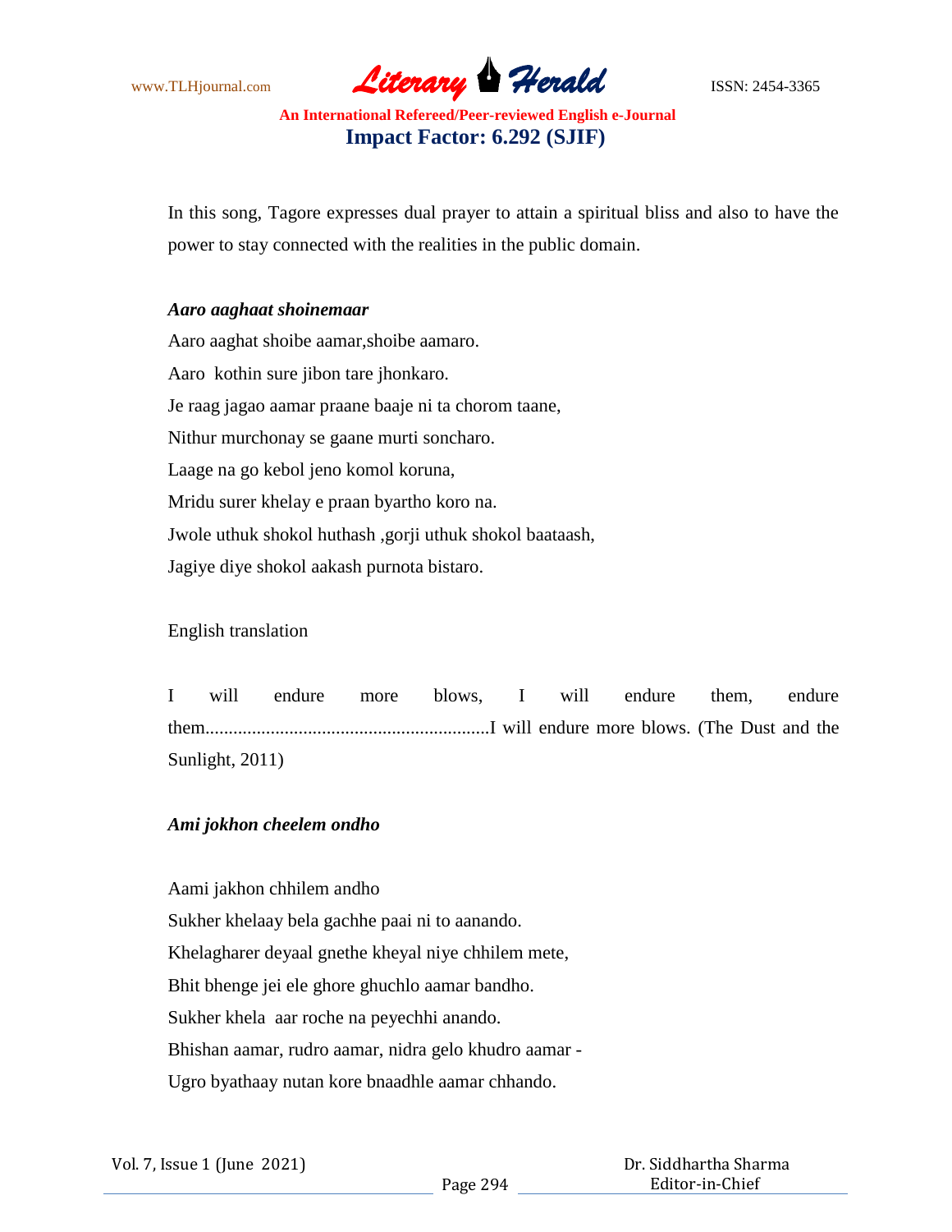In this song, Tagore expresses dual prayer to attain a spiritual bliss and also to have the power to stay connected with the realities in the public domain.

***Aaro aaghaat shoinemaar***

Aaro aaghat shoibe aamar,shoibe aamaro.
Aaro kothin sure jibon tare jhonkaro.
Je raag jagao aamar praane baaje ni ta chorom taane,
Nithur murchonay se gaane murti soncharo.
Laage na go kebol jeno komol koruna,
Mridu surer khelay e praan byartho koro na.
Jwole uthuk shokol huthash ,gorji uthuk shokol baataash,
Jagiye diye shokol aakash purnota bistaro.

English translation

I will endure more blows, I will endure them, endure them.............................................................I will endure more blows. (The Dust and the Sunlight, 2011)

***Ami jokhon cheelem ondho***

Aami jakhon chhilem andho
Sukher khelaay bela gachhe paai ni to aanando.
Khelagharer deyaal gnethe kheyal niye chhilem mete,
Bhit bhenge jei ele ghore ghuchlo aamar bandho.
Sukher khela aar roche na peyechhi anando.
Bhishan aamar, rudro aamar, nidra gelo khudro aamar -
Ugro byathaay nutan kore bnaadhle aamar chhando.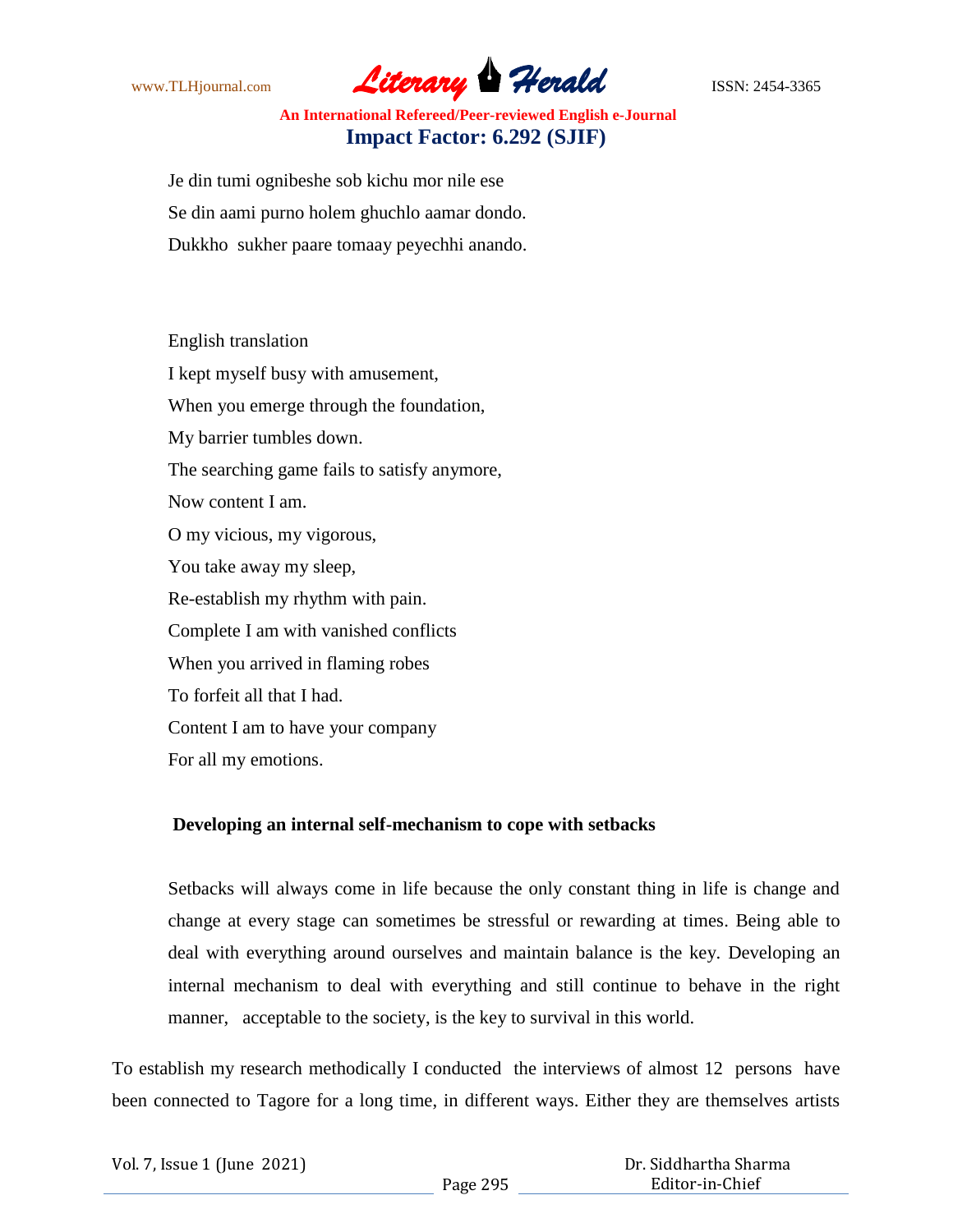Je din tumi ognibeshe sob kichu mor nile ese
Se din aami purno holem ghuchlo aamar dondo.
Dukkho sukher paare tomaay peyechhi anando.

English translation
I kept myself busy with amusement,
When you emerge through the foundation,
My barrier tumbles down.
The searching game fails to satisfy anymore,
Now content I am.
O my vicious, my vigorous,
You take away my sleep,
Re-establish my rhythm with pain.
Complete I am with vanished conflicts
When you arrived in flaming robes
To forfeit all that I had.
Content I am to have your company
For all my emotions.

**Developing an internal self-mechanism to cope with setbacks**

Setbacks will always come in life because the only constant thing in life is change and change at every stage can sometimes be stressful or rewarding at times. Being able to deal with everything around ourselves and maintain balance is the key. Developing an internal mechanism to deal with everything and still continue to behave in the right manner, acceptable to the society, is the key to survival in this world.

To establish my research methodically I conducted the interviews of almost 12 persons have been connected to Tagore for a long time, in different ways. Either they are themselves artists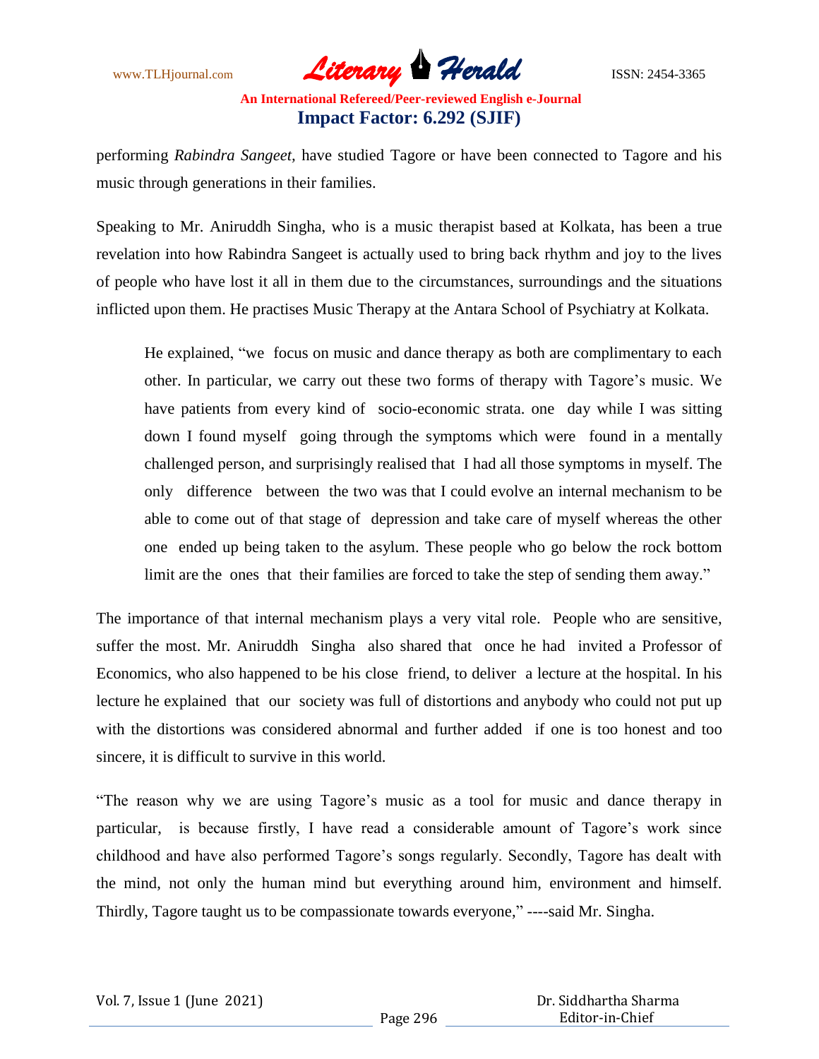performing *Rabindra Sangeet,* have studied Tagore or have been connected to Tagore and his music through generations in their families.

Speaking to Mr. Aniruddh Singha, who is a music therapist based at Kolkata, has been a true revelation into how Rabindra Sangeet is actually used to bring back rhythm and joy to the lives of people who have lost it all in them due to the circumstances, surroundings and the situations inflicted upon them. He practises Music Therapy at the Antara School of Psychiatry at Kolkata.

> He explained, "we focus on music and dance therapy as both are complimentary to each other. In particular, we carry out these two forms of therapy with Tagore's music. We have patients from every kind of socio-economic strata. one day while I was sitting down I found myself going through the symptoms which were found in a mentally challenged person, and surprisingly realised that I had all those symptoms in myself. The only difference between the two was that I could evolve an internal mechanism to be able to come out of that stage of depression and take care of myself whereas the other one ended up being taken to the asylum. These people who go below the rock bottom limit are the ones that their families are forced to take the step of sending them away."

The importance of that internal mechanism plays a very vital role. People who are sensitive, suffer the most. Mr. Aniruddh Singha also shared that once he had invited a Professor of Economics, who also happened to be his close friend, to deliver a lecture at the hospital. In his lecture he explained that our society was full of distortions and anybody who could not put up with the distortions was considered abnormal and further added if one is too honest and too sincere, it is difficult to survive in this world.

"The reason why we are using Tagore's music as a tool for music and dance therapy in particular, is because firstly, I have read a considerable amount of Tagore's work since childhood and have also performed Tagore's songs regularly. Secondly, Tagore has dealt with the mind, not only the human mind but everything around him, environment and himself. Thirdly, Tagore taught us to be compassionate towards everyone," ----said Mr. Singha.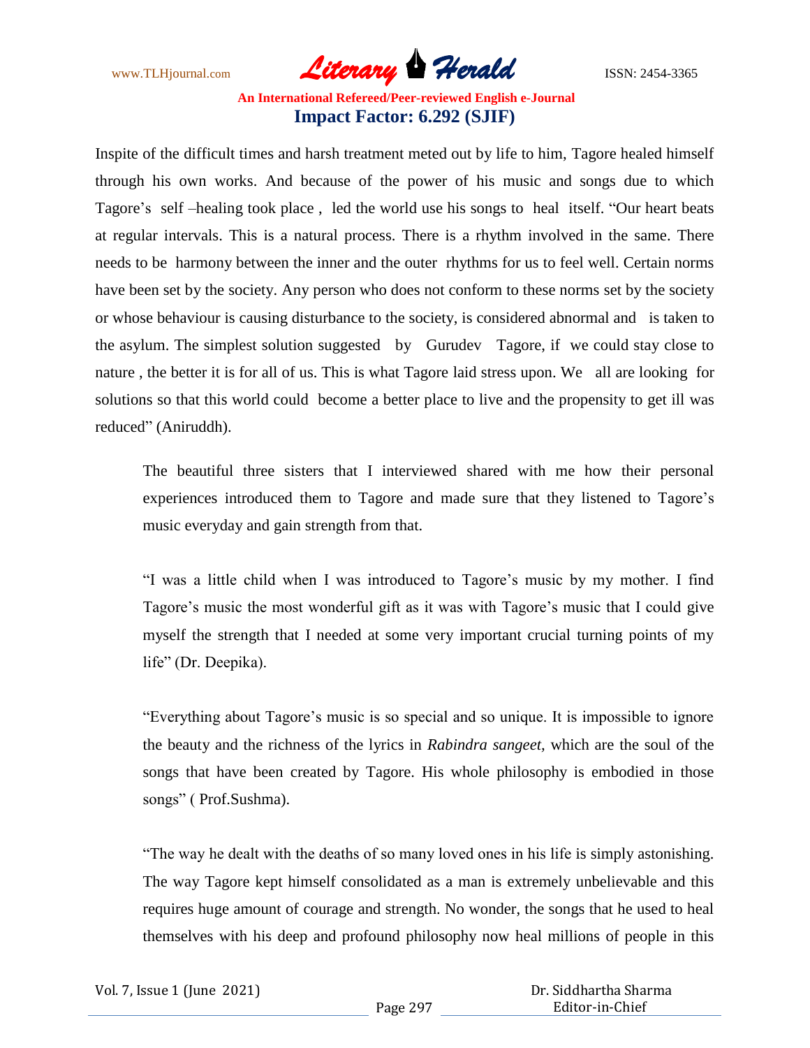Inspite of the difficult times and harsh treatment meted out by life to him, Tagore healed himself through his own works. And because of the power of his music and songs due to which Tagore's self –healing took place , led the world use his songs to heal itself. "Our heart beats at regular intervals. This is a natural process. There is a rhythm involved in the same. There needs to be harmony between the inner and the outer rhythms for us to feel well. Certain norms have been set by the society. Any person who does not conform to these norms set by the society or whose behaviour is causing disturbance to the society, is considered abnormal and is taken to the asylum. The simplest solution suggested by Gurudev Tagore, if we could stay close to nature , the better it is for all of us. This is what Tagore laid stress upon. We all are looking for solutions so that this world could become a better place to live and the propensity to get ill was reduced" (Aniruddh).

> The beautiful three sisters that I interviewed shared with me how their personal experiences introduced them to Tagore and made sure that they listened to Tagore's music everyday and gain strength from that.
>
> "I was a little child when I was introduced to Tagore's music by my mother. I find Tagore's music the most wonderful gift as it was with Tagore's music that I could give myself the strength that I needed at some very important crucial turning points of my life" (Dr. Deepika).
>
> "Everything about Tagore's music is so special and so unique. It is impossible to ignore the beauty and the richness of the lyrics in *Rabindra sangeet,* which are the soul of the songs that have been created by Tagore. His whole philosophy is embodied in those songs" ( Prof.Sushma).
>
> "The way he dealt with the deaths of so many loved ones in his life is simply astonishing. The way Tagore kept himself consolidated as a man is extremely unbelievable and this requires huge amount of courage and strength. No wonder, the songs that he used to heal themselves with his deep and profound philosophy now heal millions of people in this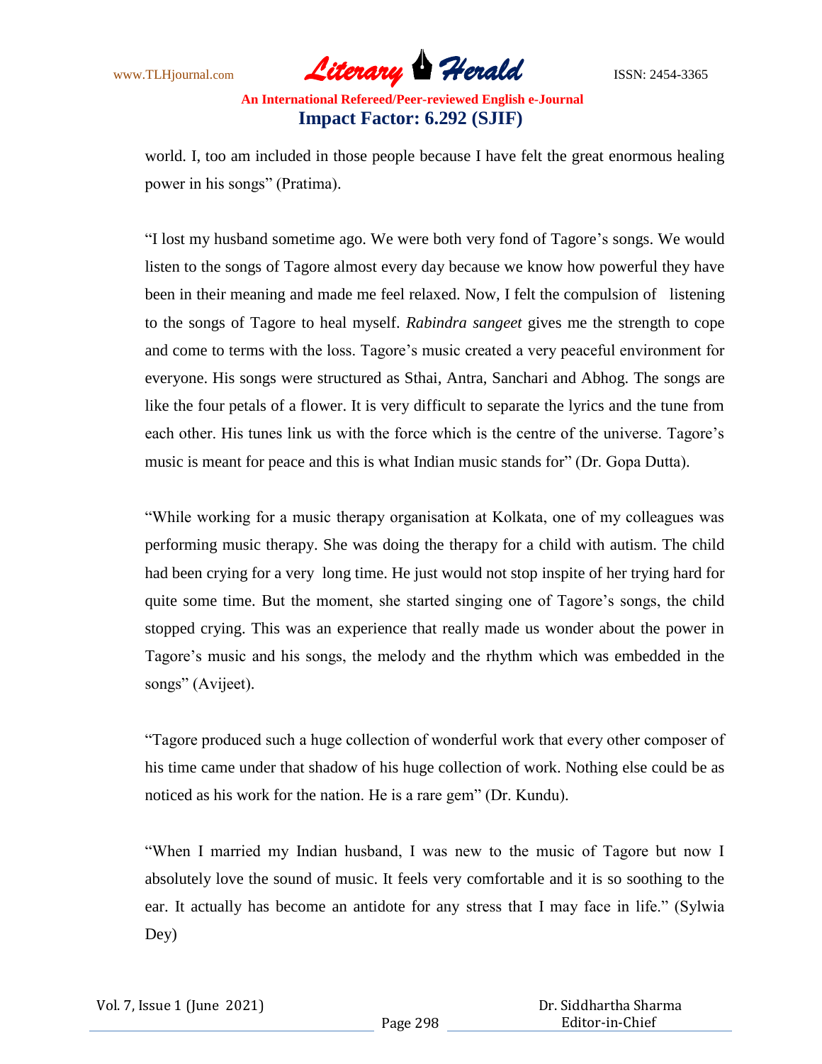world. I, too am included in those people because I have felt the great enormous healing power in his songs" (Pratima).

"I lost my husband sometime ago. We were both very fond of Tagore's songs. We would listen to the songs of Tagore almost every day because we know how powerful they have been in their meaning and made me feel relaxed. Now, I felt the compulsion of listening to the songs of Tagore to heal myself. *Rabindra sangeet* gives me the strength to cope and come to terms with the loss. Tagore's music created a very peaceful environment for everyone. His songs were structured as Sthai, Antra, Sanchari and Abhog. The songs are like the four petals of a flower. It is very difficult to separate the lyrics and the tune from each other. His tunes link us with the force which is the centre of the universe. Tagore's music is meant for peace and this is what Indian music stands for" (Dr. Gopa Dutta).

"While working for a music therapy organisation at Kolkata, one of my colleagues was performing music therapy. She was doing the therapy for a child with autism. The child had been crying for a very long time. He just would not stop inspite of her trying hard for quite some time. But the moment, she started singing one of Tagore's songs, the child stopped crying. This was an experience that really made us wonder about the power in Tagore's music and his songs, the melody and the rhythm which was embedded in the songs" (Avijeet).

"Tagore produced such a huge collection of wonderful work that every other composer of his time came under that shadow of his huge collection of work. Nothing else could be as noticed as his work for the nation. He is a rare gem" (Dr. Kundu).

"When I married my Indian husband, I was new to the music of Tagore but now I absolutely love the sound of music. It feels very comfortable and it is so soothing to the ear. It actually has become an antidote for any stress that I may face in life." (Sylwia Dey)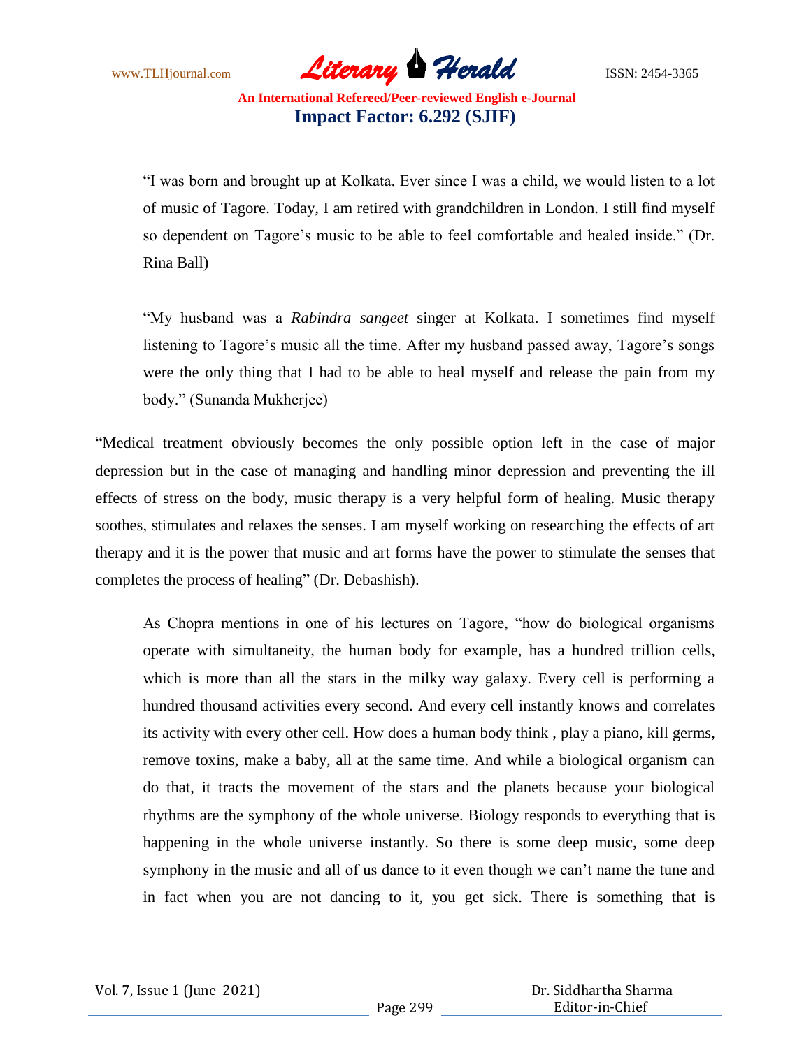> "I was born and brought up at Kolkata. Ever since I was a child, we would listen to a lot of music of Tagore. Today, I am retired with grandchildren in London. I still find myself so dependent on Tagore's music to be able to feel comfortable and healed inside." (Dr. Rina Ball)

> "My husband was a *Rabindra sangeet* singer at Kolkata. I sometimes find myself listening to Tagore's music all the time. After my husband passed away, Tagore's songs were the only thing that I had to be able to heal myself and release the pain from my body." (Sunanda Mukherjee)

"Medical treatment obviously becomes the only possible option left in the case of major depression but in the case of managing and handling minor depression and preventing the ill effects of stress on the body, music therapy is a very helpful form of healing. Music therapy soothes, stimulates and relaxes the senses. I am myself working on researching the effects of art therapy and it is the power that music and art forms have the power to stimulate the senses that completes the process of healing" (Dr. Debashish).

> As Chopra mentions in one of his lectures on Tagore, "how do biological organisms operate with simultaneity, the human body for example, has a hundred trillion cells, which is more than all the stars in the milky way galaxy. Every cell is performing a hundred thousand activities every second. And every cell instantly knows and correlates its activity with every other cell. How does a human body think , play a piano, kill germs, remove toxins, make a baby, all at the same time. And while a biological organism can do that, it tracts the movement of the stars and the planets because your biological rhythms are the symphony of the whole universe. Biology responds to everything that is happening in the whole universe instantly. So there is some deep music, some deep symphony in the music and all of us dance to it even though we can't name the tune and in fact when you are not dancing to it, you get sick. There is something that is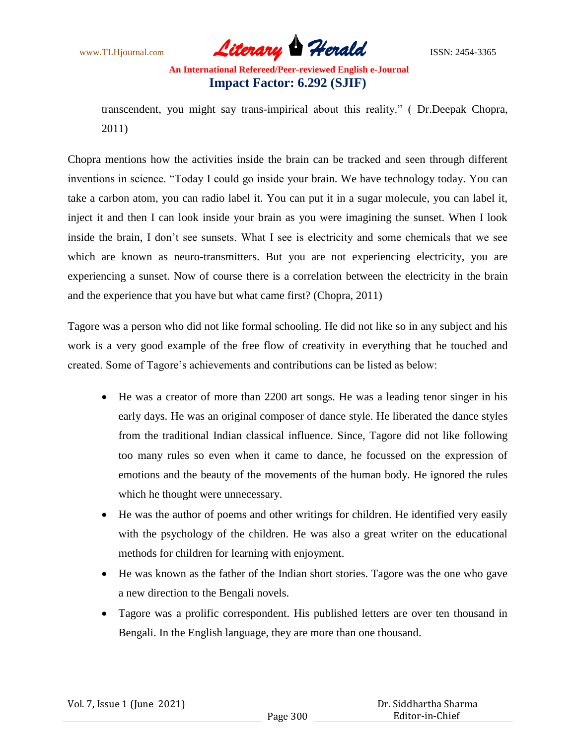transcendent, you might say trans-impirical about this reality." ( Dr.Deepak Chopra, 2011)

Chopra mentions how the activities inside the brain can be tracked and seen through different inventions in science. "Today I could go inside your brain. We have technology today. You can take a carbon atom, you can radio label it. You can put it in a sugar molecule, you can label it, inject it and then I can look inside your brain as you were imagining the sunset. When I look inside the brain, I don't see sunsets. What I see is electricity and some chemicals that we see which are known as neuro-transmitters. But you are not experiencing electricity, you are experiencing a sunset. Now of course there is a correlation between the electricity in the brain and the experience that you have but what came first? (Chopra, 2011)

Tagore was a person who did not like formal schooling. He did not like so in any subject and his work is a very good example of the free flow of creativity in everything that he touched and created. Some of Tagore's achievements and contributions can be listed as below:

- He was a creator of more than 2200 art songs. He was a leading tenor singer in his early days. He was an original composer of dance style. He liberated the dance styles from the traditional Indian classical influence. Since, Tagore did not like following too many rules so even when it came to dance, he focussed on the expression of emotions and the beauty of the movements of the human body. He ignored the rules which he thought were unnecessary.
- He was the author of poems and other writings for children. He identified very easily with the psychology of the children. He was also a great writer on the educational methods for children for learning with enjoyment.
- He was known as the father of the Indian short stories. Tagore was the one who gave a new direction to the Bengali novels.
- Tagore was a prolific correspondent. His published letters are over ten thousand in Bengali. In the English language, they are more than one thousand.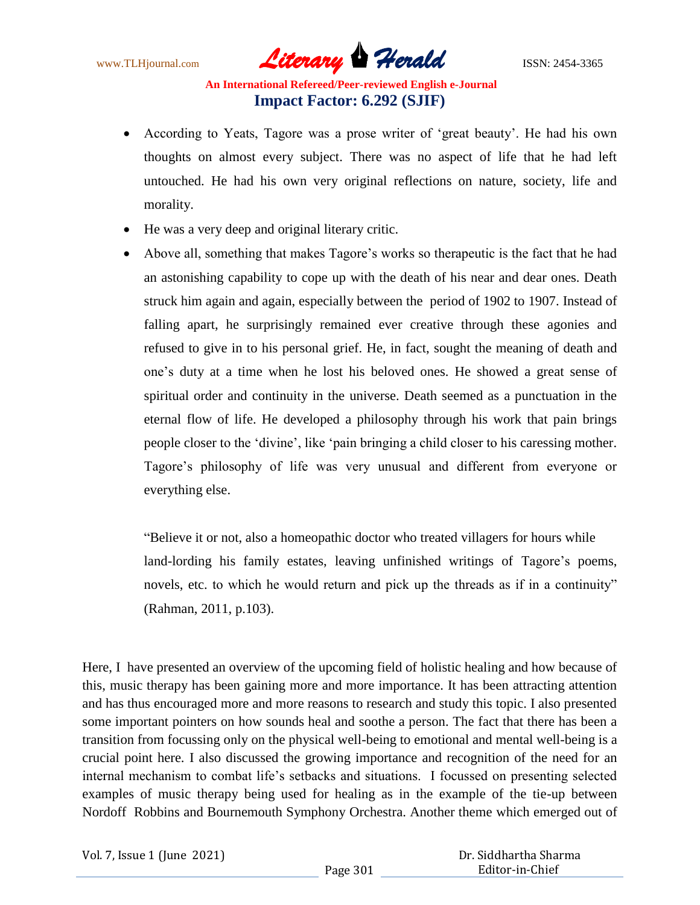- According to Yeats, Tagore was a prose writer of 'great beauty'. He had his own thoughts on almost every subject. There was no aspect of life that he had left untouched. He had his own very original reflections on nature, society, life and morality.
- He was a very deep and original literary critic.
- Above all, something that makes Tagore's works so therapeutic is the fact that he had an astonishing capability to cope up with the death of his near and dear ones. Death struck him again and again, especially between the period of 1902 to 1907. Instead of falling apart, he surprisingly remained ever creative through these agonies and refused to give in to his personal grief. He, in fact, sought the meaning of death and one's duty at a time when he lost his beloved ones. He showed a great sense of spiritual order and continuity in the universe. Death seemed as a punctuation in the eternal flow of life. He developed a philosophy through his work that pain brings people closer to the 'divine', like 'pain bringing a child closer to his caressing mother. Tagore's philosophy of life was very unusual and different from everyone or everything else.

  "Believe it or not, also a homeopathic doctor who treated villagers for hours while land-lording his family estates, leaving unfinished writings of Tagore's poems, novels, etc. to which he would return and pick up the threads as if in a continuity" (Rahman, 2011, p.103).

Here, I have presented an overview of the upcoming field of holistic healing and how because of this, music therapy has been gaining more and more importance. It has been attracting attention and has thus encouraged more and more reasons to research and study this topic. I also presented some important pointers on how sounds heal and soothe a person. The fact that there has been a transition from focussing only on the physical well-being to emotional and mental well-being is a crucial point here. I also discussed the growing importance and recognition of the need for an internal mechanism to combat life's setbacks and situations. I focussed on presenting selected examples of music therapy being used for healing as in the example of the tie-up between Nordoff Robbins and Bournemouth Symphony Orchestra. Another theme which emerged out of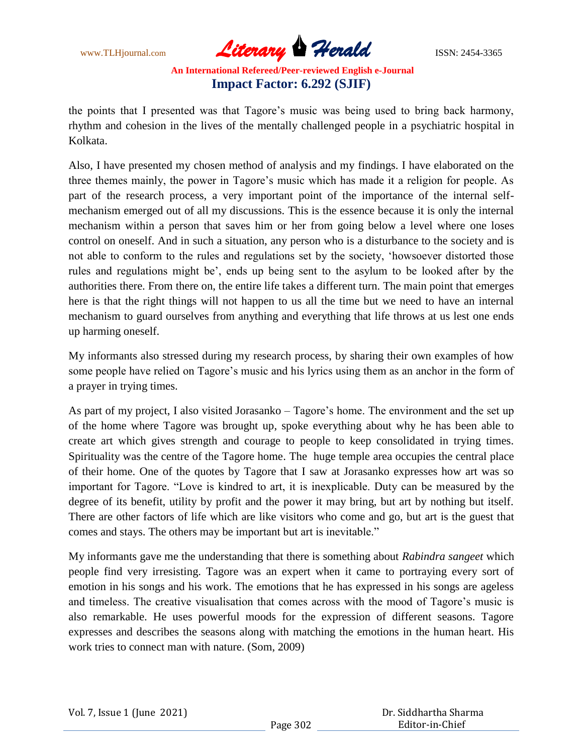the points that I presented was that Tagore's music was being used to bring back harmony, rhythm and cohesion in the lives of the mentally challenged people in a psychiatric hospital in Kolkata.

Also, I have presented my chosen method of analysis and my findings. I have elaborated on the three themes mainly, the power in Tagore's music which has made it a religion for people. As part of the research process, a very important point of the importance of the internal self-mechanism emerged out of all my discussions. This is the essence because it is only the internal mechanism within a person that saves him or her from going below a level where one loses control on oneself. And in such a situation, any person who is a disturbance to the society and is not able to conform to the rules and regulations set by the society, 'howsoever distorted those rules and regulations might be', ends up being sent to the asylum to be looked after by the authorities there. From there on, the entire life takes a different turn. The main point that emerges here is that the right things will not happen to us all the time but we need to have an internal mechanism to guard ourselves from anything and everything that life throws at us lest one ends up harming oneself.

My informants also stressed during my research process, by sharing their own examples of how some people have relied on Tagore's music and his lyrics using them as an anchor in the form of a prayer in trying times.

As part of my project, I also visited Jorasanko – Tagore's home. The environment and the set up of the home where Tagore was brought up, spoke everything about why he has been able to create art which gives strength and courage to people to keep consolidated in trying times. Spirituality was the centre of the Tagore home. The huge temple area occupies the central place of their home. One of the quotes by Tagore that I saw at Jorasanko expresses how art was so important for Tagore. "Love is kindred to art, it is inexplicable. Duty can be measured by the degree of its benefit, utility by profit and the power it may bring, but art by nothing but itself. There are other factors of life which are like visitors who come and go, but art is the guest that comes and stays. The others may be important but art is inevitable."

My informants gave me the understanding that there is something about *Rabindra sangeet* which people find very irresisting. Tagore was an expert when it came to portraying every sort of emotion in his songs and his work. The emotions that he has expressed in his songs are ageless and timeless. The creative visualisation that comes across with the mood of Tagore's music is also remarkable. He uses powerful moods for the expression of different seasons. Tagore expresses and describes the seasons along with matching the emotions in the human heart. His work tries to connect man with nature. (Som, 2009)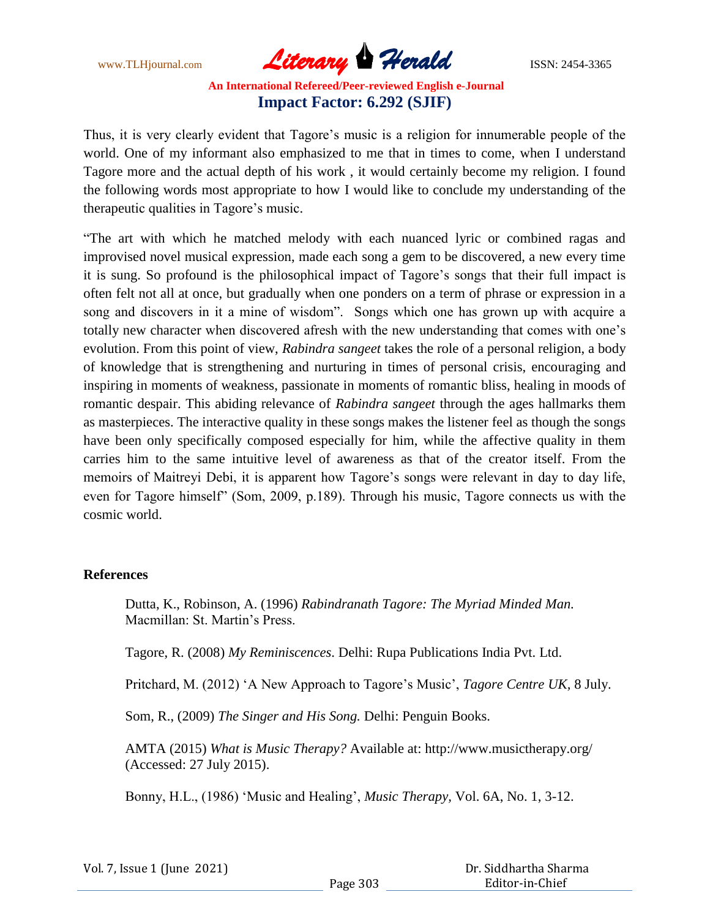Thus, it is very clearly evident that Tagore's music is a religion for innumerable people of the world. One of my informant also emphasized to me that in times to come, when I understand Tagore more and the actual depth of his work , it would certainly become my religion. I found the following words most appropriate to how I would like to conclude my understanding of the therapeutic qualities in Tagore's music.

"The art with which he matched melody with each nuanced lyric or combined ragas and improvised novel musical expression, made each song a gem to be discovered, a new every time it is sung. So profound is the philosophical impact of Tagore's songs that their full impact is often felt not all at once, but gradually when one ponders on a term of phrase or expression in a song and discovers in it a mine of wisdom". Songs which one has grown up with acquire a totally new character when discovered afresh with the new understanding that comes with one's evolution. From this point of view, *Rabindra sangeet* takes the role of a personal religion, a body of knowledge that is strengthening and nurturing in times of personal crisis, encouraging and inspiring in moments of weakness, passionate in moments of romantic bliss, healing in moods of romantic despair. This abiding relevance of *Rabindra sangeet* through the ages hallmarks them as masterpieces. The interactive quality in these songs makes the listener feel as though the songs have been only specifically composed especially for him, while the affective quality in them carries him to the same intuitive level of awareness as that of the creator itself. From the memoirs of Maitreyi Debi, it is apparent how Tagore's songs were relevant in day to day life, even for Tagore himself" (Som, 2009, p.189). Through his music, Tagore connects us with the cosmic world.

## References

Dutta, K., Robinson, A. (1996) *Rabindranath Tagore: The Myriad Minded Man.* Macmillan: St. Martin's Press.

Tagore, R. (2008) *My Reminiscences*. Delhi: Rupa Publications India Pvt. Ltd.

Pritchard, M. (2012) 'A New Approach to Tagore's Music', *Tagore Centre UK,* 8 July.

Som, R., (2009) *The Singer and His Song.* Delhi: Penguin Books.

AMTA (2015) *What is Music Therapy?* Available at: http://www.musictherapy.org/ (Accessed: 27 July 2015).

Bonny, H.L., (1986) 'Music and Healing', *Music Therapy,* Vol. 6A, No. 1, 3-12.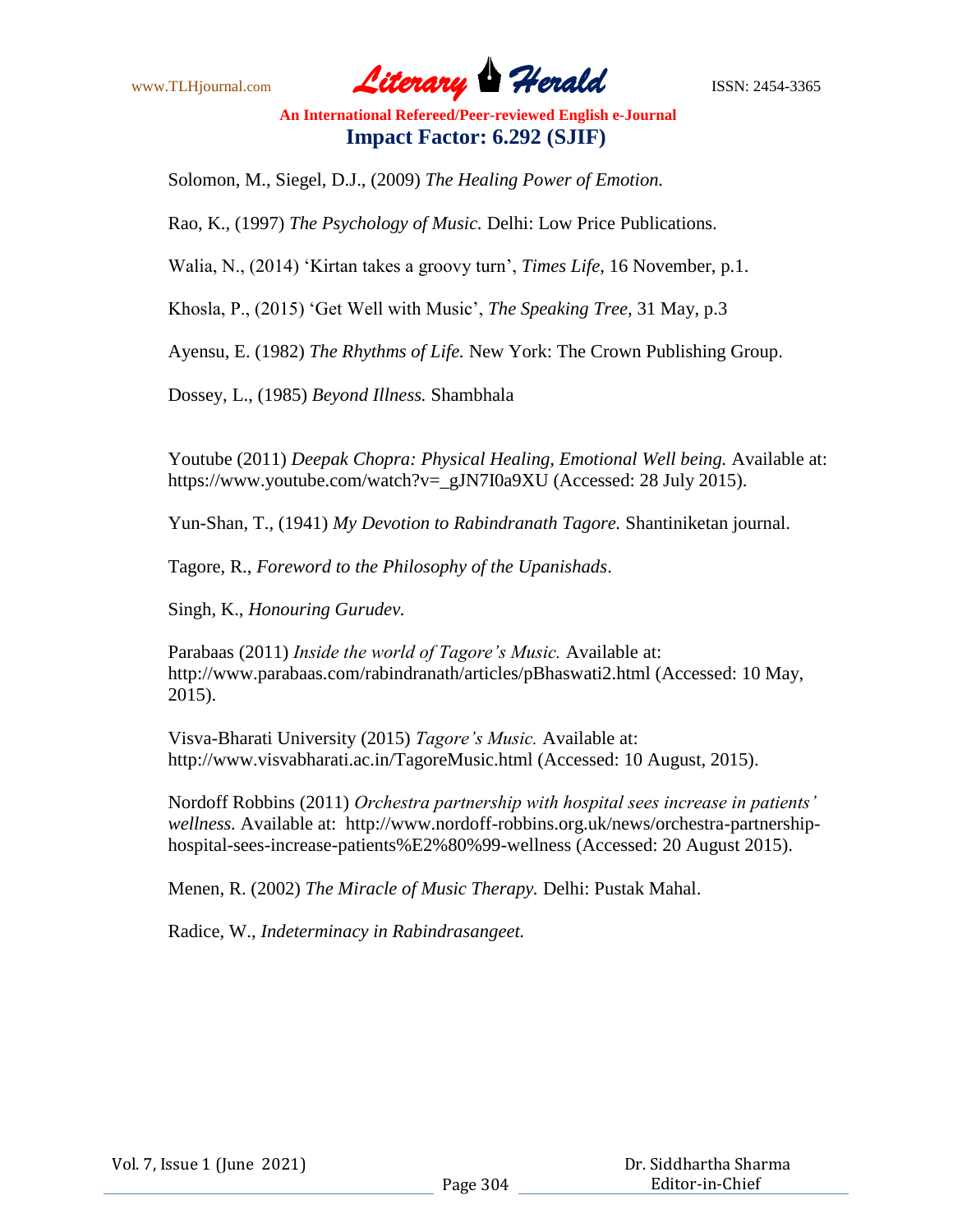Solomon, M., Siegel, D.J., (2009) *The Healing Power of Emotion.*

Rao, K., (1997) *The Psychology of Music.* Delhi: Low Price Publications.

Walia, N., (2014) 'Kirtan takes a groovy turn', *Times Life*, 16 November, p.1.

Khosla, P., (2015) 'Get Well with Music', *The Speaking Tree,* 31 May, p.3

Ayensu, E. (1982) *The Rhythms of Life.* New York: The Crown Publishing Group.

Dossey, L., (1985) *Beyond Illness.* Shambhala

Youtube (2011) *Deepak Chopra: Physical Healing, Emotional Well being.* Available at: https://www.youtube.com/watch?v=_gJN7I0a9XU (Accessed: 28 July 2015).

Yun-Shan, T., (1941) *My Devotion to Rabindranath Tagore.* Shantiniketan journal.

Tagore, R., *Foreword to the Philosophy of the Upanishads*.

Singh, K., *Honouring Gurudev.*

Parabaas (2011) *Inside the world of Tagore's Music.* Available at: http://www.parabaas.com/rabindranath/articles/pBhaswati2.html (Accessed: 10 May, 2015).

Visva-Bharati University (2015) *Tagore's Music.* Available at: http://www.visvabharati.ac.in/TagoreMusic.html (Accessed: 10 August, 2015).

Nordoff Robbins (2011) *Orchestra partnership with hospital sees increase in patients' wellness.* Available at: http://www.nordoff-robbins.org.uk/news/orchestra-partnership-hospital-sees-increase-patients%E2%80%99-wellness (Accessed: 20 August 2015).

Menen, R. (2002) *The Miracle of Music Therapy.* Delhi: Pustak Mahal.

Radice, W., *Indeterminacy in Rabindrasangeet.*